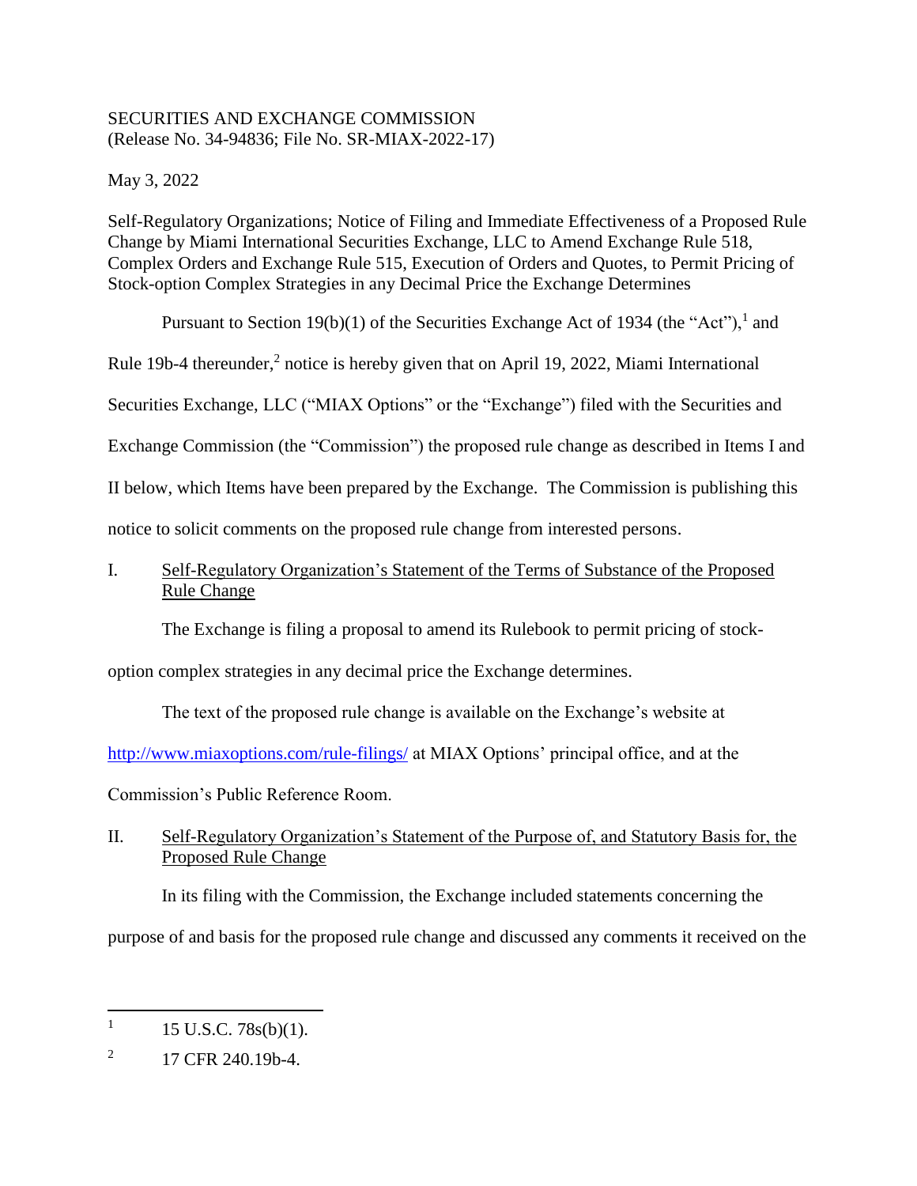SECURITIES AND EXCHANGE COMMISSION
(Release No. 34-94836; File No. SR-MIAX-2022-17)

May 3, 2022

Self-Regulatory Organizations; Notice of Filing and Immediate Effectiveness of a Proposed Rule Change by Miami International Securities Exchange, LLC to Amend Exchange Rule 518, Complex Orders and Exchange Rule 515, Execution of Orders and Quotes, to Permit Pricing of Stock-option Complex Strategies in any Decimal Price the Exchange Determines

Pursuant to Section 19(b)(1) of the Securities Exchange Act of 1934 (the "Act"),[1] and Rule 19b-4 thereunder,[2] notice is hereby given that on April 19, 2022, Miami International Securities Exchange, LLC ("MIAX Options" or the "Exchange") filed with the Securities and Exchange Commission (the "Commission") the proposed rule change as described in Items I and II below, which Items have been prepared by the Exchange. The Commission is publishing this notice to solicit comments on the proposed rule change from interested persons.

## I. Self-Regulatory Organization's Statement of the Terms of Substance of the Proposed Rule Change

The Exchange is filing a proposal to amend its Rulebook to permit pricing of stock-option complex strategies in any decimal price the Exchange determines.

The text of the proposed rule change is available on the Exchange's website at http://www.miaxoptions.com/rule-filings/ at MIAX Options' principal office, and at the Commission's Public Reference Room.

## II. Self-Regulatory Organization's Statement of the Purpose of, and Statutory Basis for, the Proposed Rule Change

In its filing with the Commission, the Exchange included statements concerning the purpose of and basis for the proposed rule change and discussed any comments it received on the

---

[1] 15 U.S.C. 78s(b)(1).

[2] 17 CFR 240.19b-4.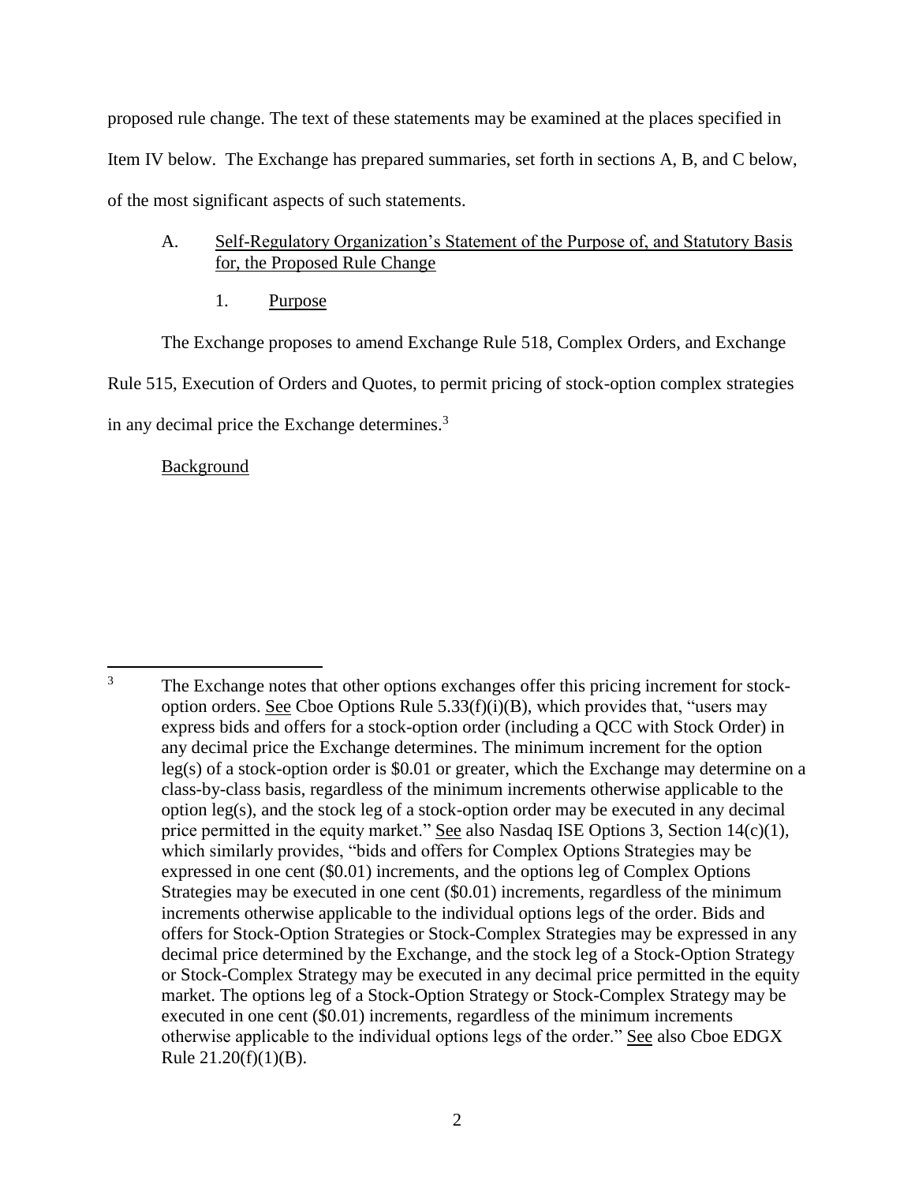proposed rule change. The text of these statements may be examined at the places specified in Item IV below. The Exchange has prepared summaries, set forth in sections A, B, and C below, of the most significant aspects of such statements.

A. Self-Regulatory Organization's Statement of the Purpose of, and Statutory Basis for, the Proposed Rule Change

1. Purpose

The Exchange proposes to amend Exchange Rule 518, Complex Orders, and Exchange Rule 515, Execution of Orders and Quotes, to permit pricing of stock-option complex strategies in any decimal price the Exchange determines.[3]

Background

---

[3] The Exchange notes that other options exchanges offer this pricing increment for stock-option orders. See Cboe Options Rule 5.33(f)(i)(B), which provides that, "users may express bids and offers for a stock-option order (including a QCC with Stock Order) in any decimal price the Exchange determines. The minimum increment for the option leg(s) of a stock-option order is $0.01 or greater, which the Exchange may determine on a class-by-class basis, regardless of the minimum increments otherwise applicable to the option leg(s), and the stock leg of a stock-option order may be executed in any decimal price permitted in the equity market." See also Nasdaq ISE Options 3, Section 14(c)(1), which similarly provides, "bids and offers for Complex Options Strategies may be expressed in one cent ($0.01) increments, and the options leg of Complex Options Strategies may be executed in one cent ($0.01) increments, regardless of the minimum increments otherwise applicable to the individual options legs of the order. Bids and offers for Stock-Option Strategies or Stock-Complex Strategies may be expressed in any decimal price determined by the Exchange, and the stock leg of a Stock-Option Strategy or Stock-Complex Strategy may be executed in any decimal price permitted in the equity market. The options leg of a Stock-Option Strategy or Stock-Complex Strategy may be executed in one cent ($0.01) increments, regardless of the minimum increments otherwise applicable to the individual options legs of the order." See also Cboe EDGX Rule 21.20(f)(1)(B).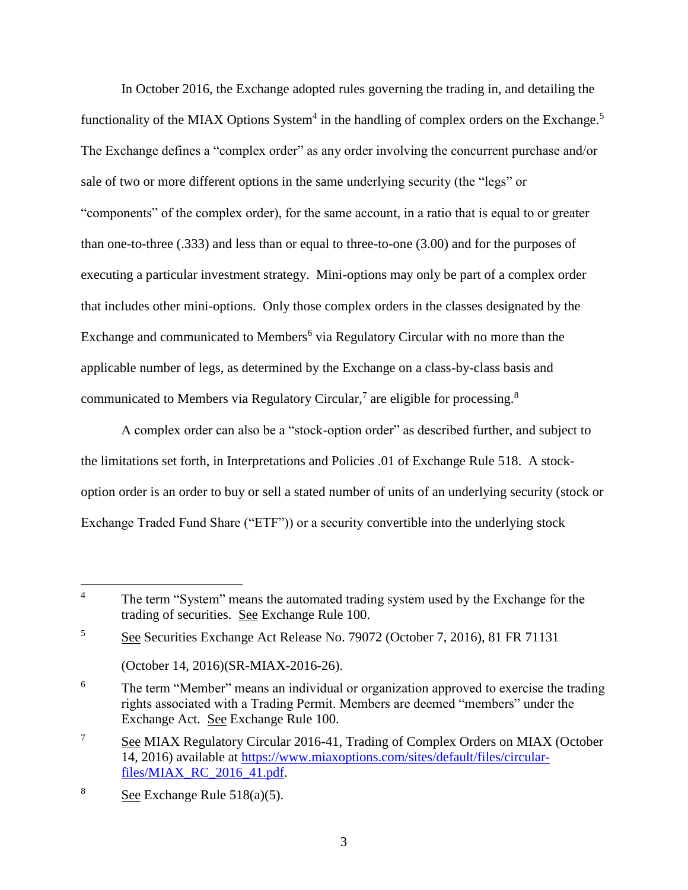In October 2016, the Exchange adopted rules governing the trading in, and detailing the functionality of the MIAX Options System[4] in the handling of complex orders on the Exchange.[5] The Exchange defines a "complex order" as any order involving the concurrent purchase and/or sale of two or more different options in the same underlying security (the "legs" or "components" of the complex order), for the same account, in a ratio that is equal to or greater than one-to-three (.333) and less than or equal to three-to-one (3.00) and for the purposes of executing a particular investment strategy. Mini-options may only be part of a complex order that includes other mini-options. Only those complex orders in the classes designated by the Exchange and communicated to Members[6] via Regulatory Circular with no more than the applicable number of legs, as determined by the Exchange on a class-by-class basis and communicated to Members via Regulatory Circular,[7] are eligible for processing.[8]

A complex order can also be a "stock-option order" as described further, and subject to the limitations set forth, in Interpretations and Policies .01 of Exchange Rule 518. A stock-option order is an order to buy or sell a stated number of units of an underlying security (stock or Exchange Traded Fund Share ("ETF")) or a security convertible into the underlying stock

---

[4] The term "System" means the automated trading system used by the Exchange for the trading of securities. See Exchange Rule 100.

[5] See Securities Exchange Act Release No. 79072 (October 7, 2016), 81 FR 71131 (October 14, 2016)(SR-MIAX-2016-26).

[6] The term "Member" means an individual or organization approved to exercise the trading rights associated with a Trading Permit. Members are deemed "members" under the Exchange Act. See Exchange Rule 100.

[7] See MIAX Regulatory Circular 2016-41, Trading of Complex Orders on MIAX (October 14, 2016) available at https://www.miaxoptions.com/sites/default/files/circular-files/MIAX_RC_2016_41.pdf.

[8] See Exchange Rule 518(a)(5).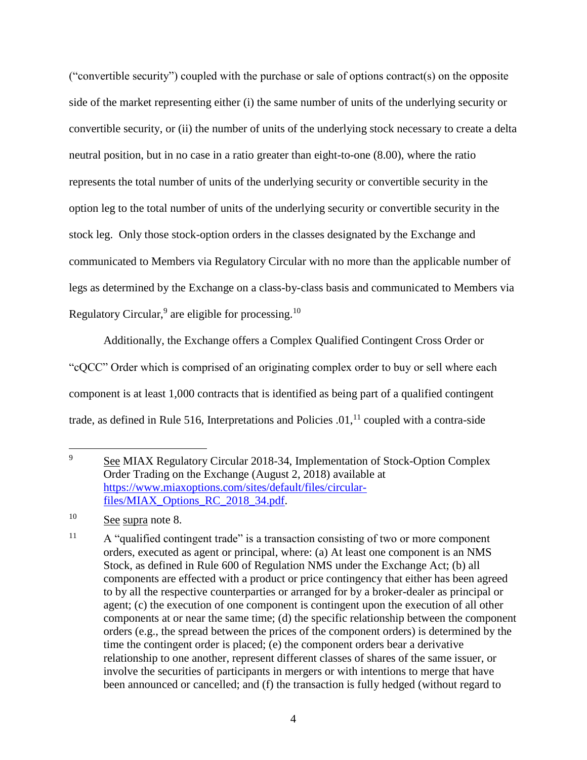("convertible security") coupled with the purchase or sale of options contract(s) on the opposite side of the market representing either (i) the same number of units of the underlying security or convertible security, or (ii) the number of units of the underlying stock necessary to create a delta neutral position, but in no case in a ratio greater than eight-to-one (8.00), where the ratio represents the total number of units of the underlying security or convertible security in the option leg to the total number of units of the underlying security or convertible security in the stock leg. Only those stock-option orders in the classes designated by the Exchange and communicated to Members via Regulatory Circular with no more than the applicable number of legs as determined by the Exchange on a class-by-class basis and communicated to Members via Regulatory Circular,[9] are eligible for processing.[10]

Additionally, the Exchange offers a Complex Qualified Contingent Cross Order or "cQCC" Order which is comprised of an originating complex order to buy or sell where each component is at least 1,000 contracts that is identified as being part of a qualified contingent trade, as defined in Rule 516, Interpretations and Policies .01,[11] coupled with a contra-side

---

[9] See MIAX Regulatory Circular 2018-34, Implementation of Stock-Option Complex Order Trading on the Exchange (August 2, 2018) available at [https://www.miaxoptions.com/sites/default/files/circular-files/MIAX_Options_RC_2018_34.pdf](https://www.miaxoptions.com/sites/default/files/circular-files/MIAX_Options_RC_2018_34.pdf).

[10] See supra note 8.

[11] A "qualified contingent trade" is a transaction consisting of two or more component orders, executed as agent or principal, where: (a) At least one component is an NMS Stock, as defined in Rule 600 of Regulation NMS under the Exchange Act; (b) all components are effected with a product or price contingency that either has been agreed to by all the respective counterparties or arranged for by a broker-dealer as principal or agent; (c) the execution of one component is contingent upon the execution of all other components at or near the same time; (d) the specific relationship between the component orders (e.g., the spread between the prices of the component orders) is determined by the time the contingent order is placed; (e) the component orders bear a derivative relationship to one another, represent different classes of shares of the same issuer, or involve the securities of participants in mergers or with intentions to merge that have been announced or cancelled; and (f) the transaction is fully hedged (without regard to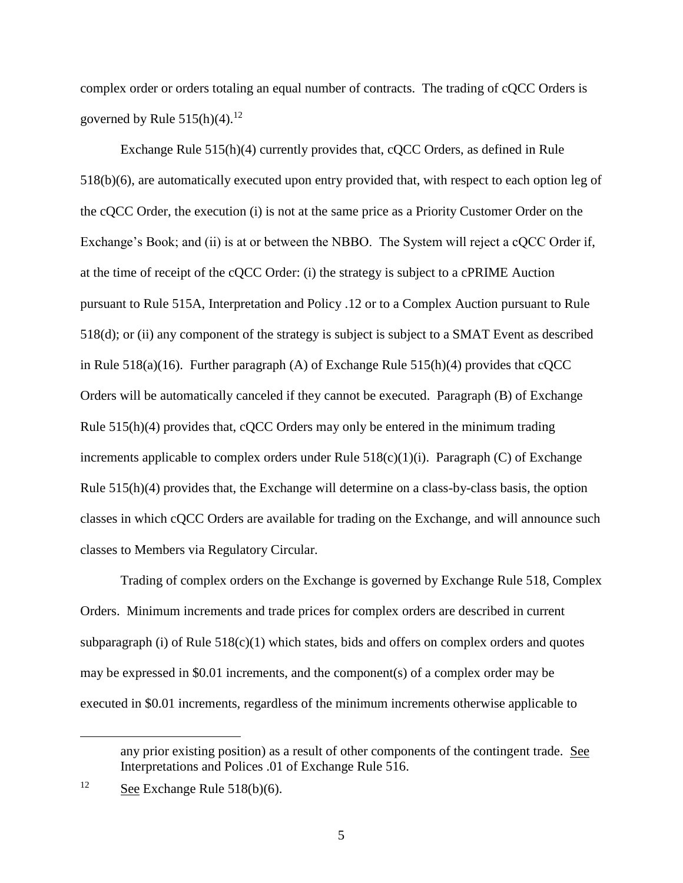complex order or orders totaling an equal number of contracts. The trading of cQCC Orders is governed by Rule 515(h)(4).[12]

Exchange Rule 515(h)(4) currently provides that, cQCC Orders, as defined in Rule 518(b)(6), are automatically executed upon entry provided that, with respect to each option leg of the cQCC Order, the execution (i) is not at the same price as a Priority Customer Order on the Exchange's Book; and (ii) is at or between the NBBO. The System will reject a cQCC Order if, at the time of receipt of the cQCC Order: (i) the strategy is subject to a cPRIME Auction pursuant to Rule 515A, Interpretation and Policy .12 or to a Complex Auction pursuant to Rule 518(d); or (ii) any component of the strategy is subject is subject to a SMAT Event as described in Rule 518(a)(16). Further paragraph (A) of Exchange Rule 515(h)(4) provides that cQCC Orders will be automatically canceled if they cannot be executed. Paragraph (B) of Exchange Rule 515(h)(4) provides that, cQCC Orders may only be entered in the minimum trading increments applicable to complex orders under Rule 518(c)(1)(i). Paragraph (C) of Exchange Rule 515(h)(4) provides that, the Exchange will determine on a class-by-class basis, the option classes in which cQCC Orders are available for trading on the Exchange, and will announce such classes to Members via Regulatory Circular.

Trading of complex orders on the Exchange is governed by Exchange Rule 518, Complex Orders. Minimum increments and trade prices for complex orders are described in current subparagraph (i) of Rule 518(c)(1) which states, bids and offers on complex orders and quotes may be expressed in \$0.01 increments, and the component(s) of a complex order may be executed in \$0.01 increments, regardless of the minimum increments otherwise applicable to

---

any prior existing position) as a result of other components of the contingent trade. See Interpretations and Polices .01 of Exchange Rule 516.

[12] See Exchange Rule 518(b)(6).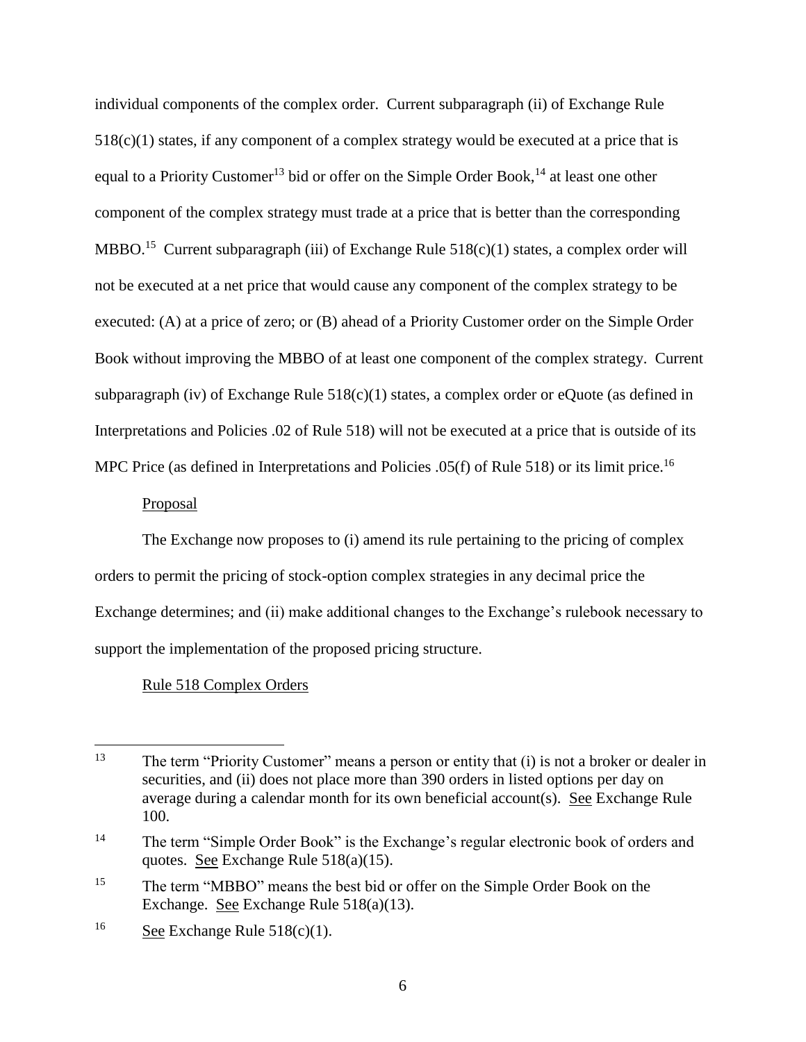individual components of the complex order. Current subparagraph (ii) of Exchange Rule 518(c)(1) states, if any component of a complex strategy would be executed at a price that is equal to a Priority Customer[13] bid or offer on the Simple Order Book,[14] at least one other component of the complex strategy must trade at a price that is better than the corresponding MBBO.[15] Current subparagraph (iii) of Exchange Rule 518(c)(1) states, a complex order will not be executed at a net price that would cause any component of the complex strategy to be executed: (A) at a price of zero; or (B) ahead of a Priority Customer order on the Simple Order Book without improving the MBBO of at least one component of the complex strategy. Current subparagraph (iv) of Exchange Rule 518(c)(1) states, a complex order or eQuote (as defined in Interpretations and Policies .02 of Rule 518) will not be executed at a price that is outside of its MPC Price (as defined in Interpretations and Policies .05(f) of Rule 518) or its limit price.[16]

Proposal

The Exchange now proposes to (i) amend its rule pertaining to the pricing of complex orders to permit the pricing of stock-option complex strategies in any decimal price the Exchange determines; and (ii) make additional changes to the Exchange's rulebook necessary to support the implementation of the proposed pricing structure.

Rule 518 Complex Orders

---

[13] The term "Priority Customer" means a person or entity that (i) is not a broker or dealer in securities, and (ii) does not place more than 390 orders in listed options per day on average during a calendar month for its own beneficial account(s). See Exchange Rule 100.

[14] The term "Simple Order Book" is the Exchange's regular electronic book of orders and quotes. See Exchange Rule 518(a)(15).

[15] The term "MBBO" means the best bid or offer on the Simple Order Book on the Exchange. See Exchange Rule 518(a)(13).

[16] See Exchange Rule 518(c)(1).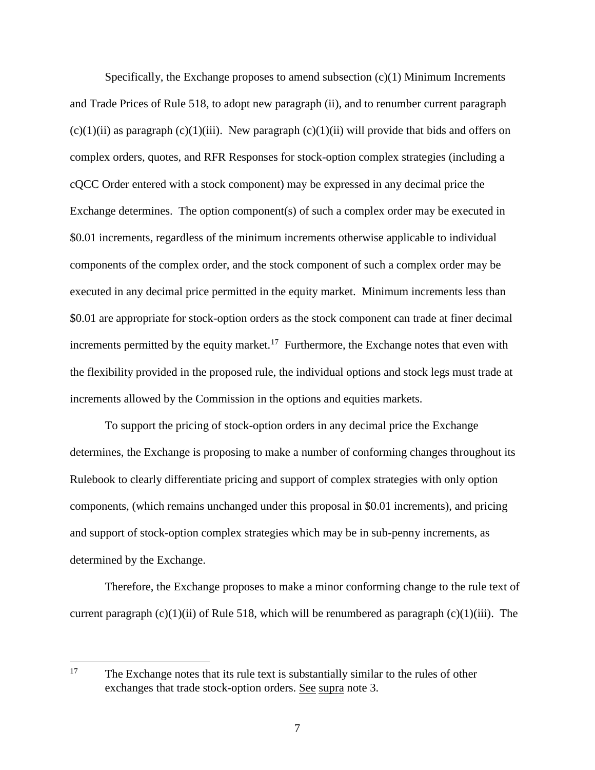Specifically, the Exchange proposes to amend subsection (c)(1) Minimum Increments and Trade Prices of Rule 518, to adopt new paragraph (ii), and to renumber current paragraph (c)(1)(ii) as paragraph (c)(1)(iii). New paragraph (c)(1)(ii) will provide that bids and offers on complex orders, quotes, and RFR Responses for stock-option complex strategies (including a cQCC Order entered with a stock component) may be expressed in any decimal price the Exchange determines. The option component(s) of such a complex order may be executed in \$0.01 increments, regardless of the minimum increments otherwise applicable to individual components of the complex order, and the stock component of such a complex order may be executed in any decimal price permitted in the equity market. Minimum increments less than \$0.01 are appropriate for stock-option orders as the stock component can trade at finer decimal increments permitted by the equity market.[17] Furthermore, the Exchange notes that even with the flexibility provided in the proposed rule, the individual options and stock legs must trade at increments allowed by the Commission in the options and equities markets.

To support the pricing of stock-option orders in any decimal price the Exchange determines, the Exchange is proposing to make a number of conforming changes throughout its Rulebook to clearly differentiate pricing and support of complex strategies with only option components, (which remains unchanged under this proposal in \$0.01 increments), and pricing and support of stock-option complex strategies which may be in sub-penny increments, as determined by the Exchange.

Therefore, the Exchange proposes to make a minor conforming change to the rule text of current paragraph (c)(1)(ii) of Rule 518, which will be renumbered as paragraph (c)(1)(iii). The

---

[17] The Exchange notes that its rule text is substantially similar to the rules of other exchanges that trade stock-option orders. See supra note 3.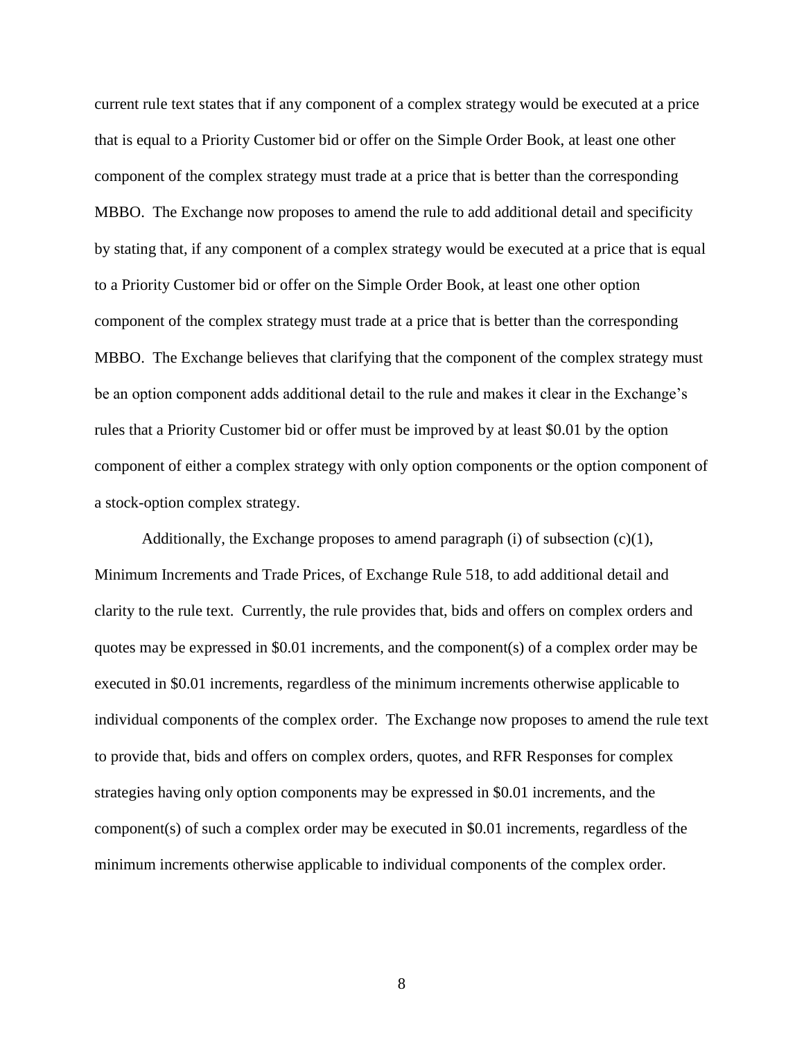current rule text states that if any component of a complex strategy would be executed at a price that is equal to a Priority Customer bid or offer on the Simple Order Book, at least one other component of the complex strategy must trade at a price that is better than the corresponding MBBO. The Exchange now proposes to amend the rule to add additional detail and specificity by stating that, if any component of a complex strategy would be executed at a price that is equal to a Priority Customer bid or offer on the Simple Order Book, at least one other option component of the complex strategy must trade at a price that is better than the corresponding MBBO. The Exchange believes that clarifying that the component of the complex strategy must be an option component adds additional detail to the rule and makes it clear in the Exchange's rules that a Priority Customer bid or offer must be improved by at least $0.01 by the option component of either a complex strategy with only option components or the option component of a stock-option complex strategy.

Additionally, the Exchange proposes to amend paragraph (i) of subsection (c)(1), Minimum Increments and Trade Prices, of Exchange Rule 518, to add additional detail and clarity to the rule text. Currently, the rule provides that, bids and offers on complex orders and quotes may be expressed in $0.01 increments, and the component(s) of a complex order may be executed in $0.01 increments, regardless of the minimum increments otherwise applicable to individual components of the complex order. The Exchange now proposes to amend the rule text to provide that, bids and offers on complex orders, quotes, and RFR Responses for complex strategies having only option components may be expressed in $0.01 increments, and the component(s) of such a complex order may be executed in $0.01 increments, regardless of the minimum increments otherwise applicable to individual components of the complex order.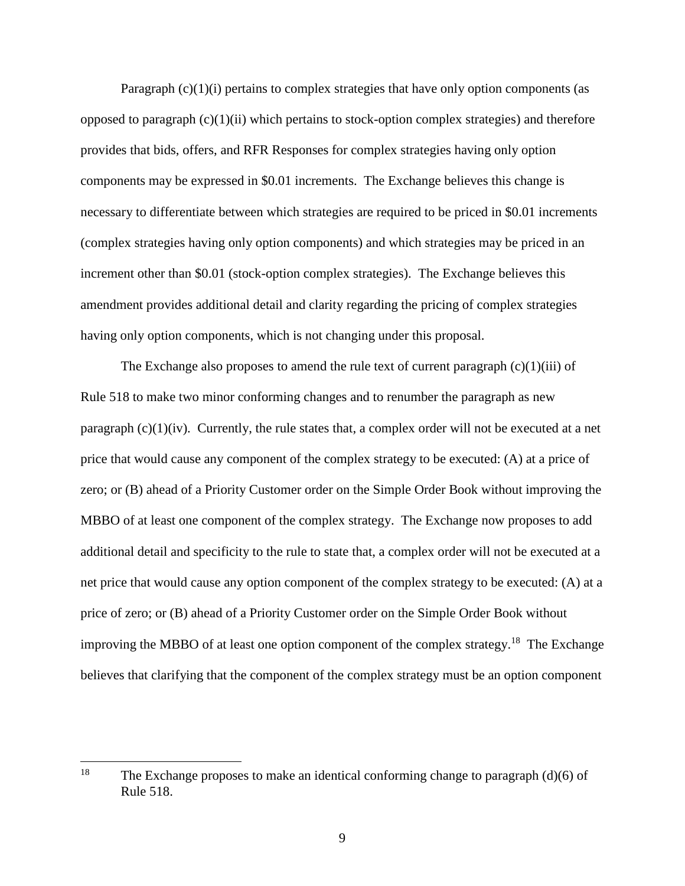Paragraph (c)(1)(i) pertains to complex strategies that have only option components (as opposed to paragraph (c)(1)(ii) which pertains to stock-option complex strategies) and therefore provides that bids, offers, and RFR Responses for complex strategies having only option components may be expressed in $0.01 increments. The Exchange believes this change is necessary to differentiate between which strategies are required to be priced in $0.01 increments (complex strategies having only option components) and which strategies may be priced in an increment other than $0.01 (stock-option complex strategies). The Exchange believes this amendment provides additional detail and clarity regarding the pricing of complex strategies having only option components, which is not changing under this proposal.

The Exchange also proposes to amend the rule text of current paragraph (c)(1)(iii) of Rule 518 to make two minor conforming changes and to renumber the paragraph as new paragraph (c)(1)(iv). Currently, the rule states that, a complex order will not be executed at a net price that would cause any component of the complex strategy to be executed: (A) at a price of zero; or (B) ahead of a Priority Customer order on the Simple Order Book without improving the MBBO of at least one component of the complex strategy. The Exchange now proposes to add additional detail and specificity to the rule to state that, a complex order will not be executed at a net price that would cause any option component of the complex strategy to be executed: (A) at a price of zero; or (B) ahead of a Priority Customer order on the Simple Order Book without improving the MBBO of at least one option component of the complex strategy.[18] The Exchange believes that clarifying that the component of the complex strategy must be an option component

[18] The Exchange proposes to make an identical conforming change to paragraph (d)(6) of Rule 518.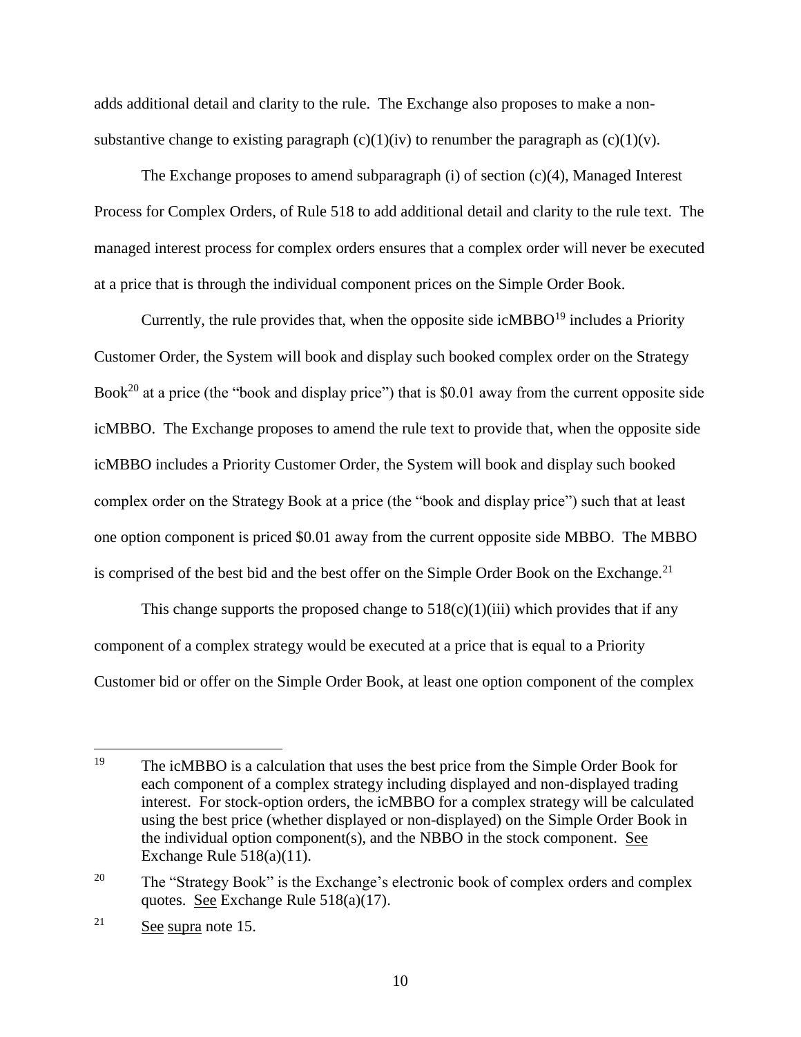adds additional detail and clarity to the rule. The Exchange also proposes to make a non-substantive change to existing paragraph (c)(1)(iv) to renumber the paragraph as (c)(1)(v).

The Exchange proposes to amend subparagraph (i) of section (c)(4), Managed Interest Process for Complex Orders, of Rule 518 to add additional detail and clarity to the rule text. The managed interest process for complex orders ensures that a complex order will never be executed at a price that is through the individual component prices on the Simple Order Book.

Currently, the rule provides that, when the opposite side icMBBO[19] includes a Priority Customer Order, the System will book and display such booked complex order on the Strategy Book[20] at a price (the "book and display price") that is $0.01 away from the current opposite side icMBBO. The Exchange proposes to amend the rule text to provide that, when the opposite side icMBBO includes a Priority Customer Order, the System will book and display such booked complex order on the Strategy Book at a price (the "book and display price") such that at least one option component is priced $0.01 away from the current opposite side MBBO. The MBBO is comprised of the best bid and the best offer on the Simple Order Book on the Exchange.[21]

This change supports the proposed change to 518(c)(1)(iii) which provides that if any component of a complex strategy would be executed at a price that is equal to a Priority Customer bid or offer on the Simple Order Book, at least one option component of the complex

---

[19] The icMBBO is a calculation that uses the best price from the Simple Order Book for each component of a complex strategy including displayed and non-displayed trading interest. For stock-option orders, the icMBBO for a complex strategy will be calculated using the best price (whether displayed or non-displayed) on the Simple Order Book in the individual option component(s), and the NBBO in the stock component. See Exchange Rule 518(a)(11).

[20] The "Strategy Book" is the Exchange's electronic book of complex orders and complex quotes. See Exchange Rule 518(a)(17).

[21] See supra note 15.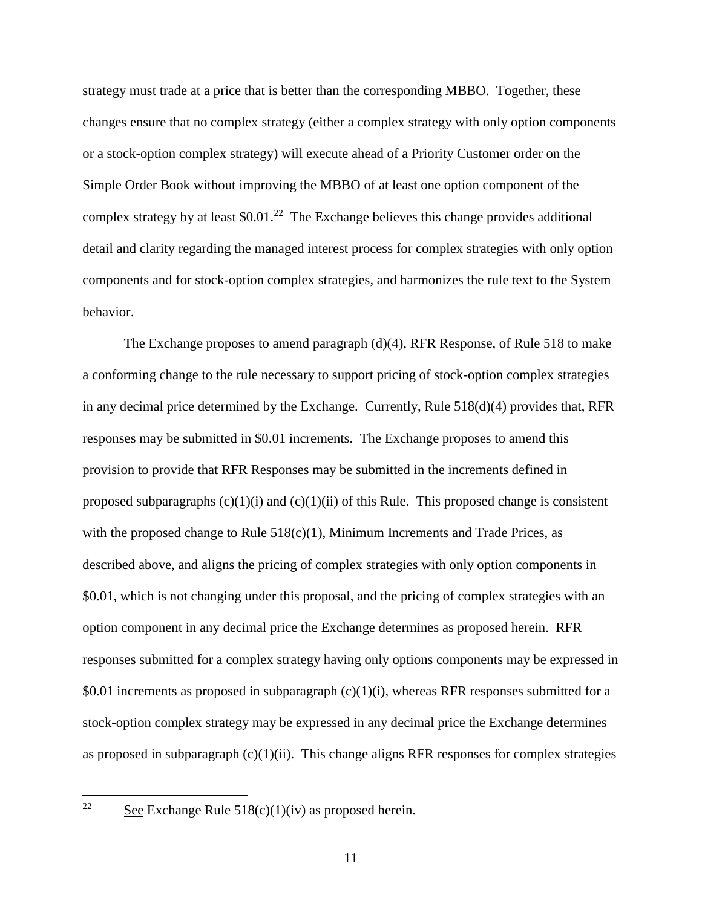strategy must trade at a price that is better than the corresponding MBBO. Together, these changes ensure that no complex strategy (either a complex strategy with only option components or a stock-option complex strategy) will execute ahead of a Priority Customer order on the Simple Order Book without improving the MBBO of at least one option component of the complex strategy by at least \$0.01.[22] The Exchange believes this change provides additional detail and clarity regarding the managed interest process for complex strategies with only option components and for stock-option complex strategies, and harmonizes the rule text to the System behavior.

The Exchange proposes to amend paragraph (d)(4), RFR Response, of Rule 518 to make a conforming change to the rule necessary to support pricing of stock-option complex strategies in any decimal price determined by the Exchange. Currently, Rule 518(d)(4) provides that, RFR responses may be submitted in \$0.01 increments. The Exchange proposes to amend this provision to provide that RFR Responses may be submitted in the increments defined in proposed subparagraphs (c)(1)(i) and (c)(1)(ii) of this Rule. This proposed change is consistent with the proposed change to Rule 518(c)(1), Minimum Increments and Trade Prices, as described above, and aligns the pricing of complex strategies with only option components in \$0.01, which is not changing under this proposal, and the pricing of complex strategies with an option component in any decimal price the Exchange determines as proposed herein. RFR responses submitted for a complex strategy having only options components may be expressed in \$0.01 increments as proposed in subparagraph (c)(1)(i), whereas RFR responses submitted for a stock-option complex strategy may be expressed in any decimal price the Exchange determines as proposed in subparagraph (c)(1)(ii). This change aligns RFR responses for complex strategies

---

[22] See Exchange Rule 518(c)(1)(iv) as proposed herein.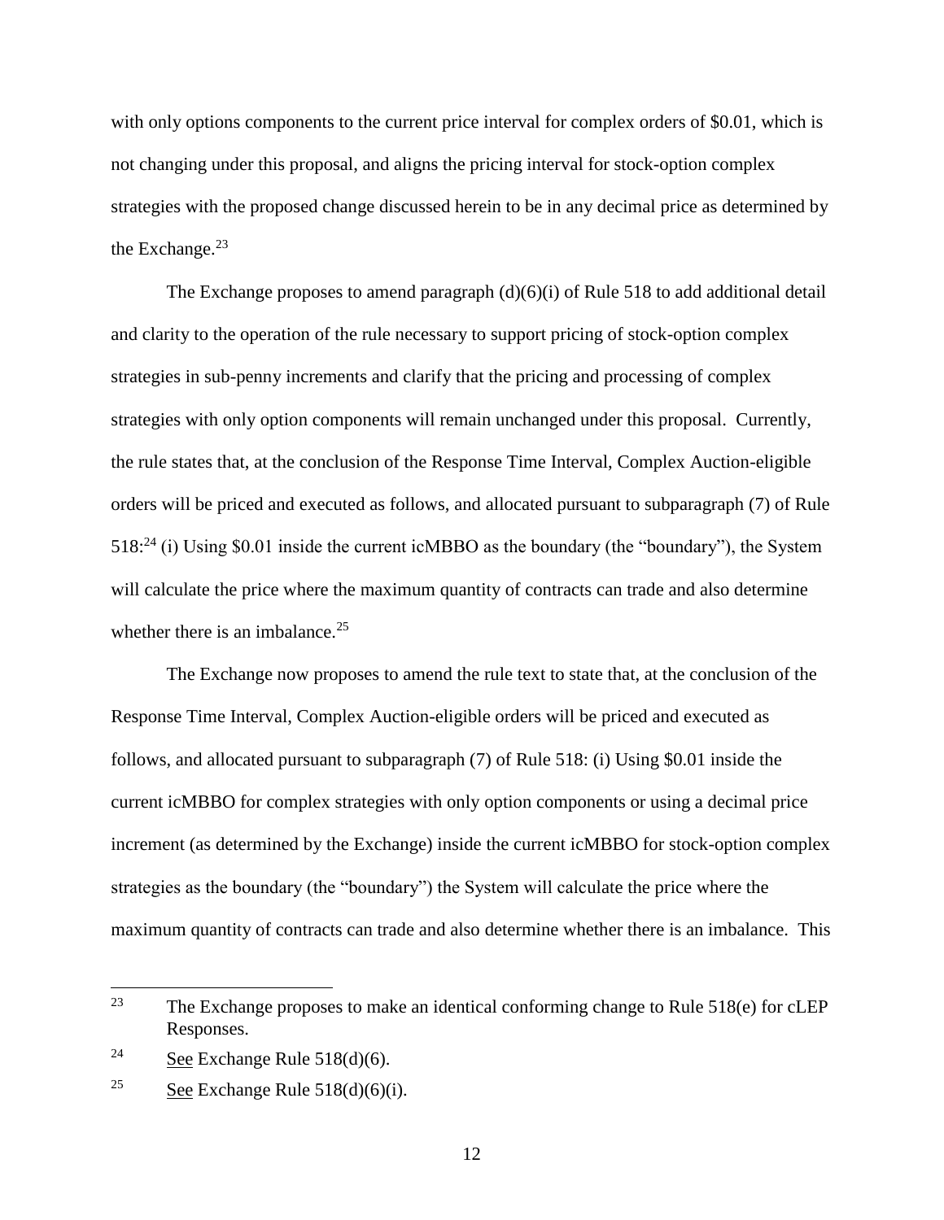with only options components to the current price interval for complex orders of $0.01, which is not changing under this proposal, and aligns the pricing interval for stock-option complex strategies with the proposed change discussed herein to be in any decimal price as determined by the Exchange.[23]

The Exchange proposes to amend paragraph (d)(6)(i) of Rule 518 to add additional detail and clarity to the operation of the rule necessary to support pricing of stock-option complex strategies in sub-penny increments and clarify that the pricing and processing of complex strategies with only option components will remain unchanged under this proposal. Currently, the rule states that, at the conclusion of the Response Time Interval, Complex Auction-eligible orders will be priced and executed as follows, and allocated pursuant to subparagraph (7) of Rule 518:[24] (i) Using $0.01 inside the current icMBBO as the boundary (the "boundary"), the System will calculate the price where the maximum quantity of contracts can trade and also determine whether there is an imbalance.[25]

The Exchange now proposes to amend the rule text to state that, at the conclusion of the Response Time Interval, Complex Auction-eligible orders will be priced and executed as follows, and allocated pursuant to subparagraph (7) of Rule 518: (i) Using $0.01 inside the current icMBBO for complex strategies with only option components or using a decimal price increment (as determined by the Exchange) inside the current icMBBO for stock-option complex strategies as the boundary (the "boundary") the System will calculate the price where the maximum quantity of contracts can trade and also determine whether there is an imbalance. This

---

[23] The Exchange proposes to make an identical conforming change to Rule 518(e) for cLEP Responses.

[24] See Exchange Rule 518(d)(6).

[25] See Exchange Rule 518(d)(6)(i).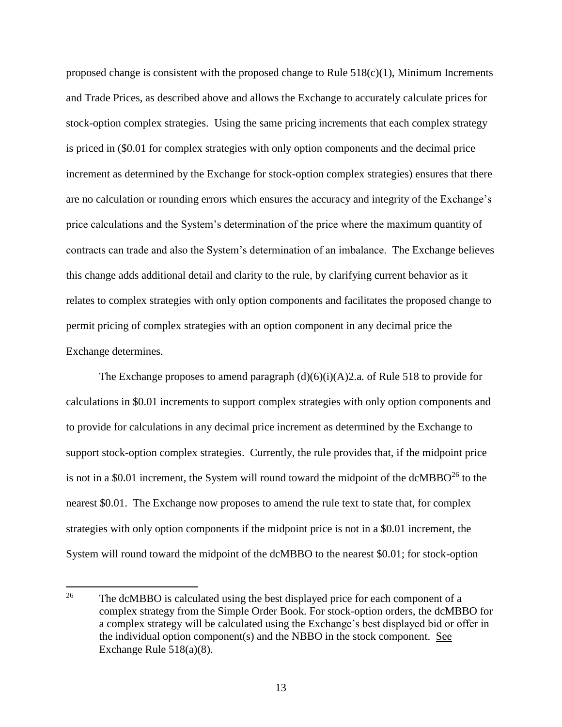proposed change is consistent with the proposed change to Rule 518(c)(1), Minimum Increments and Trade Prices, as described above and allows the Exchange to accurately calculate prices for stock-option complex strategies. Using the same pricing increments that each complex strategy is priced in ($0.01 for complex strategies with only option components and the decimal price increment as determined by the Exchange for stock-option complex strategies) ensures that there are no calculation or rounding errors which ensures the accuracy and integrity of the Exchange's price calculations and the System's determination of the price where the maximum quantity of contracts can trade and also the System's determination of an imbalance. The Exchange believes this change adds additional detail and clarity to the rule, by clarifying current behavior as it relates to complex strategies with only option components and facilitates the proposed change to permit pricing of complex strategies with an option component in any decimal price the Exchange determines.

The Exchange proposes to amend paragraph (d)(6)(i)(A)2.a. of Rule 518 to provide for calculations in $0.01 increments to support complex strategies with only option components and to provide for calculations in any decimal price increment as determined by the Exchange to support stock-option complex strategies. Currently, the rule provides that, if the midpoint price is not in a $0.01 increment, the System will round toward the midpoint of the dcMBBO[26] to the nearest $0.01. The Exchange now proposes to amend the rule text to state that, for complex strategies with only option components if the midpoint price is not in a $0.01 increment, the System will round toward the midpoint of the dcMBBO to the nearest $0.01; for stock-option

---

[26] The dcMBBO is calculated using the best displayed price for each component of a complex strategy from the Simple Order Book. For stock-option orders, the dcMBBO for a complex strategy will be calculated using the Exchange's best displayed bid or offer in the individual option component(s) and the NBBO in the stock component. See Exchange Rule 518(a)(8).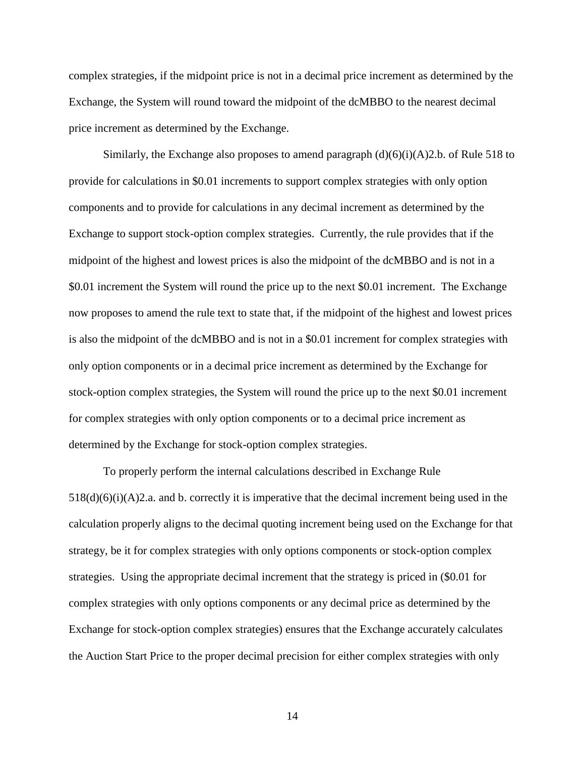complex strategies, if the midpoint price is not in a decimal price increment as determined by the Exchange, the System will round toward the midpoint of the dcMBBO to the nearest decimal price increment as determined by the Exchange.

Similarly, the Exchange also proposes to amend paragraph (d)(6)(i)(A)2.b. of Rule 518 to provide for calculations in $0.01 increments to support complex strategies with only option components and to provide for calculations in any decimal increment as determined by the Exchange to support stock-option complex strategies. Currently, the rule provides that if the midpoint of the highest and lowest prices is also the midpoint of the dcMBBO and is not in a $0.01 increment the System will round the price up to the next $0.01 increment. The Exchange now proposes to amend the rule text to state that, if the midpoint of the highest and lowest prices is also the midpoint of the dcMBBO and is not in a $0.01 increment for complex strategies with only option components or in a decimal price increment as determined by the Exchange for stock-option complex strategies, the System will round the price up to the next $0.01 increment for complex strategies with only option components or to a decimal price increment as determined by the Exchange for stock-option complex strategies.

To properly perform the internal calculations described in Exchange Rule 518(d)(6)(i)(A)2.a. and b. correctly it is imperative that the decimal increment being used in the calculation properly aligns to the decimal quoting increment being used on the Exchange for that strategy, be it for complex strategies with only options components or stock-option complex strategies. Using the appropriate decimal increment that the strategy is priced in ($0.01 for complex strategies with only options components or any decimal price as determined by the Exchange for stock-option complex strategies) ensures that the Exchange accurately calculates the Auction Start Price to the proper decimal precision for either complex strategies with only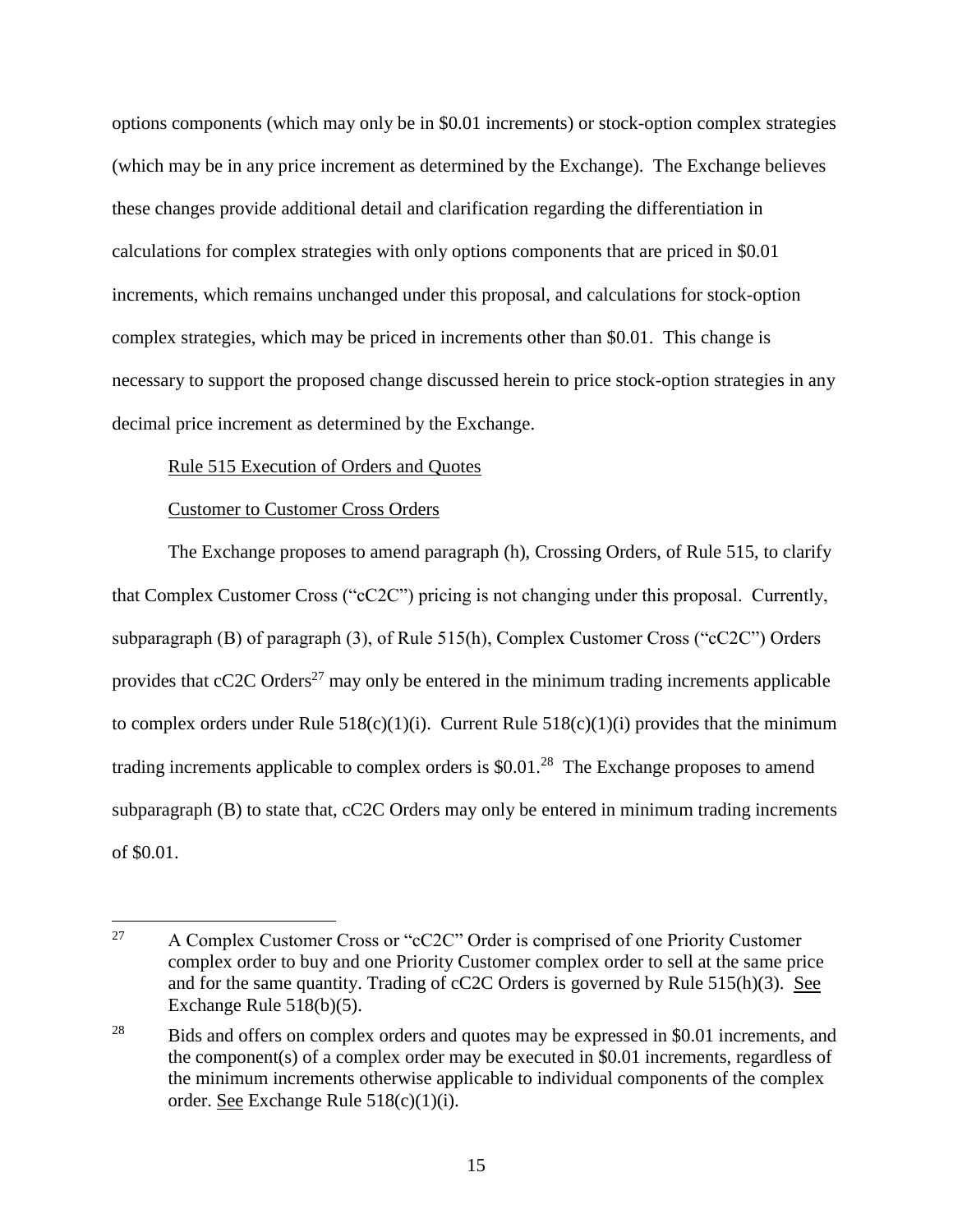options components (which may only be in $0.01 increments) or stock-option complex strategies (which may be in any price increment as determined by the Exchange). The Exchange believes these changes provide additional detail and clarification regarding the differentiation in calculations for complex strategies with only options components that are priced in $0.01 increments, which remains unchanged under this proposal, and calculations for stock-option complex strategies, which may be priced in increments other than $0.01. This change is necessary to support the proposed change discussed herein to price stock-option strategies in any decimal price increment as determined by the Exchange.

<u>Rule 515 Execution of Orders and Quotes</u>

<u>Customer to Customer Cross Orders</u>

The Exchange proposes to amend paragraph (h), Crossing Orders, of Rule 515, to clarify that Complex Customer Cross ("cC2C") pricing is not changing under this proposal. Currently, subparagraph (B) of paragraph (3), of Rule 515(h), Complex Customer Cross ("cC2C") Orders provides that cC2C Orders[27] may only be entered in the minimum trading increments applicable to complex orders under Rule 518(c)(1)(i). Current Rule 518(c)(1)(i) provides that the minimum trading increments applicable to complex orders is $0.01.[28] The Exchange proposes to amend subparagraph (B) to state that, cC2C Orders may only be entered in minimum trading increments of $0.01.

---

[27] A Complex Customer Cross or "cC2C" Order is comprised of one Priority Customer complex order to buy and one Priority Customer complex order to sell at the same price and for the same quantity. Trading of cC2C Orders is governed by Rule 515(h)(3). <u>See</u> Exchange Rule 518(b)(5).

[28] Bids and offers on complex orders and quotes may be expressed in $0.01 increments, and the component(s) of a complex order may be executed in $0.01 increments, regardless of the minimum increments otherwise applicable to individual components of the complex order. <u>See</u> Exchange Rule 518(c)(1)(i).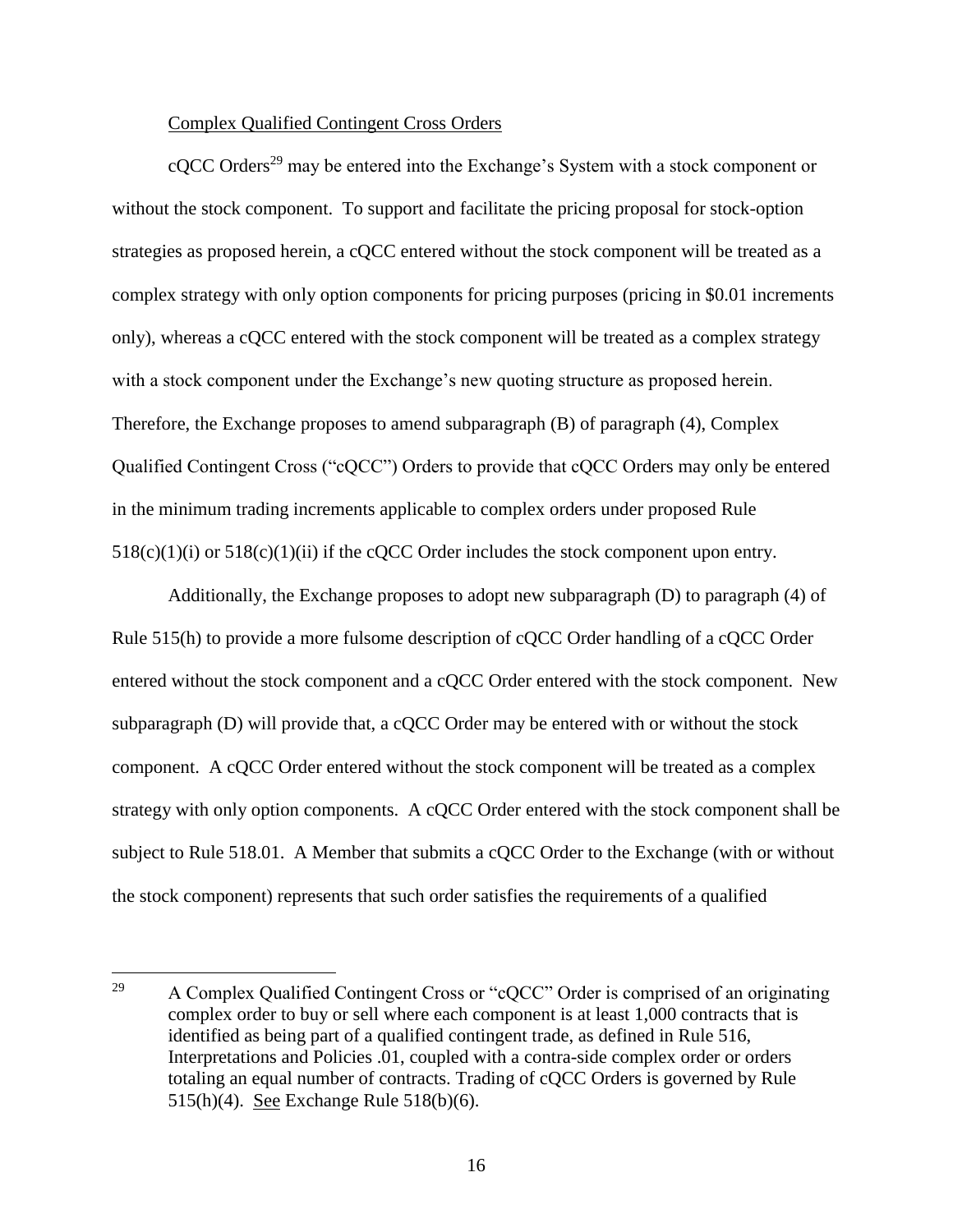Complex Qualified Contingent Cross Orders

cQCC Orders[29] may be entered into the Exchange's System with a stock component or without the stock component. To support and facilitate the pricing proposal for stock-option strategies as proposed herein, a cQCC entered without the stock component will be treated as a complex strategy with only option components for pricing purposes (pricing in $0.01 increments only), whereas a cQCC entered with the stock component will be treated as a complex strategy with a stock component under the Exchange's new quoting structure as proposed herein. Therefore, the Exchange proposes to amend subparagraph (B) of paragraph (4), Complex Qualified Contingent Cross ("cQCC") Orders to provide that cQCC Orders may only be entered in the minimum trading increments applicable to complex orders under proposed Rule 518(c)(1)(i) or 518(c)(1)(ii) if the cQCC Order includes the stock component upon entry.

Additionally, the Exchange proposes to adopt new subparagraph (D) to paragraph (4) of Rule 515(h) to provide a more fulsome description of cQCC Order handling of a cQCC Order entered without the stock component and a cQCC Order entered with the stock component. New subparagraph (D) will provide that, a cQCC Order may be entered with or without the stock component. A cQCC Order entered without the stock component will be treated as a complex strategy with only option components. A cQCC Order entered with the stock component shall be subject to Rule 518.01. A Member that submits a cQCC Order to the Exchange (with or without the stock component) represents that such order satisfies the requirements of a qualified

---

[29] A Complex Qualified Contingent Cross or "cQCC" Order is comprised of an originating complex order to buy or sell where each component is at least 1,000 contracts that is identified as being part of a qualified contingent trade, as defined in Rule 516, Interpretations and Policies .01, coupled with a contra-side complex order or orders totaling an equal number of contracts. Trading of cQCC Orders is governed by Rule 515(h)(4). See Exchange Rule 518(b)(6).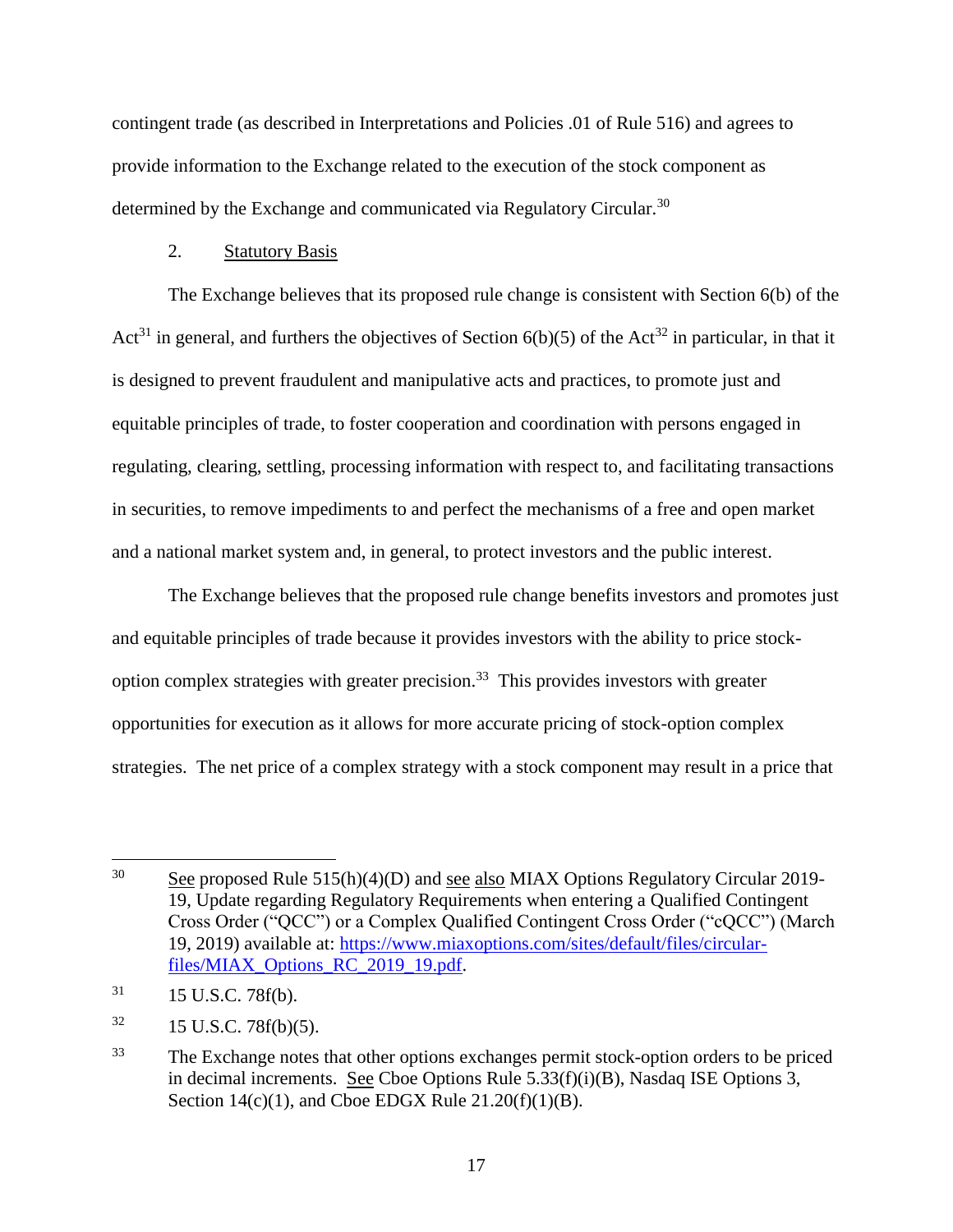contingent trade (as described in Interpretations and Policies .01 of Rule 516) and agrees to provide information to the Exchange related to the execution of the stock component as determined by the Exchange and communicated via Regulatory Circular.[30]

2. Statutory Basis

The Exchange believes that its proposed rule change is consistent with Section 6(b) of the Act[31] in general, and furthers the objectives of Section 6(b)(5) of the Act[32] in particular, in that it is designed to prevent fraudulent and manipulative acts and practices, to promote just and equitable principles of trade, to foster cooperation and coordination with persons engaged in regulating, clearing, settling, processing information with respect to, and facilitating transactions in securities, to remove impediments to and perfect the mechanisms of a free and open market and a national market system and, in general, to protect investors and the public interest.

The Exchange believes that the proposed rule change benefits investors and promotes just and equitable principles of trade because it provides investors with the ability to price stock-option complex strategies with greater precision.[33] This provides investors with greater opportunities for execution as it allows for more accurate pricing of stock-option complex strategies. The net price of a complex strategy with a stock component may result in a price that

---

[30] See proposed Rule 515(h)(4)(D) and see also MIAX Options Regulatory Circular 2019-19, Update regarding Regulatory Requirements when entering a Qualified Contingent Cross Order ("QCC") or a Complex Qualified Contingent Cross Order ("cQCC") (March 19, 2019) available at: https://www.miaxoptions.com/sites/default/files/circular-files/MIAX_Options_RC_2019_19.pdf.

[31] 15 U.S.C. 78f(b).

[32] 15 U.S.C. 78f(b)(5).

[33] The Exchange notes that other options exchanges permit stock-option orders to be priced in decimal increments. See Cboe Options Rule 5.33(f)(i)(B), Nasdaq ISE Options 3, Section 14(c)(1), and Cboe EDGX Rule 21.20(f)(1)(B).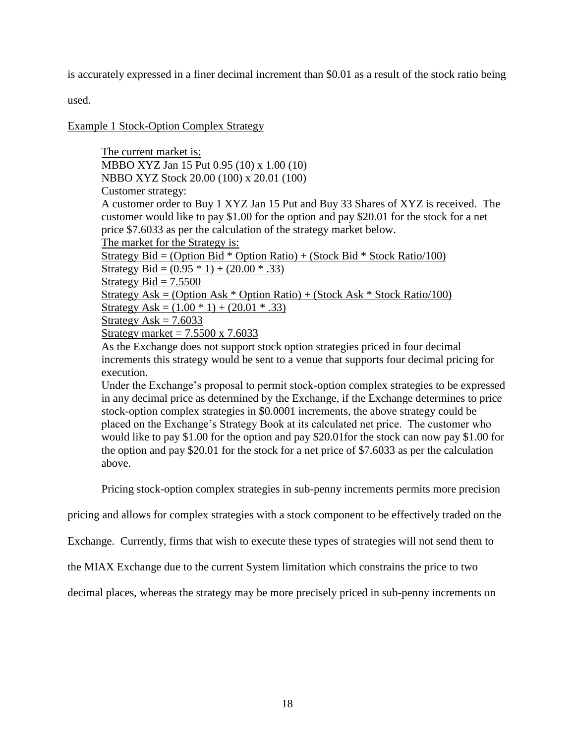is accurately expressed in a finer decimal increment than $0.01 as a result of the stock ratio being used.

<u>Example 1 Stock-Option Complex Strategy</u>

> <u>The current market is:</u>
> MBBO XYZ Jan 15 Put 0.95 (10) x 1.00 (10)
> NBBO XYZ Stock 20.00 (100) x 20.01 (100)
> Customer strategy:
> A customer order to Buy 1 XYZ Jan 15 Put and Buy 33 Shares of XYZ is received. The customer would like to pay $1.00 for the option and pay $20.01 for the stock for a net price $7.6033 as per the calculation of the strategy market below.
> <u>The market for the Strategy is:</u>
> <u>Strategy Bid = (Option Bid * Option Ratio) + (Stock Bid * Stock Ratio/100)</u>
> <u>Strategy Bid = (0.95 * 1) + (20.00 * .33)</u>
> <u>Strategy Bid = 7.5500</u>
> <u>Strategy Ask = (Option Ask * Option Ratio) + (Stock Ask * Stock Ratio/100)</u>
> <u>Strategy Ask = (1.00 * 1) + (20.01 * .33)</u>
> <u>Strategy Ask = 7.6033</u>
> <u>Strategy market = 7.5500 x 7.6033</u>
> As the Exchange does not support stock option strategies priced in four decimal increments this strategy would be sent to a venue that supports four decimal pricing for execution.
> Under the Exchange's proposal to permit stock-option complex strategies to be expressed in any decimal price as determined by the Exchange, if the Exchange determines to price stock-option complex strategies in $0.0001 increments, the above strategy could be placed on the Exchange's Strategy Book at its calculated net price. The customer who would like to pay $1.00 for the option and pay $20.01for the stock can now pay $1.00 for the option and pay $20.01 for the stock for a net price of $7.6033 as per the calculation above.

Pricing stock-option complex strategies in sub-penny increments permits more precision pricing and allows for complex strategies with a stock component to be effectively traded on the Exchange. Currently, firms that wish to execute these types of strategies will not send them to the MIAX Exchange due to the current System limitation which constrains the price to two decimal places, whereas the strategy may be more precisely priced in sub-penny increments on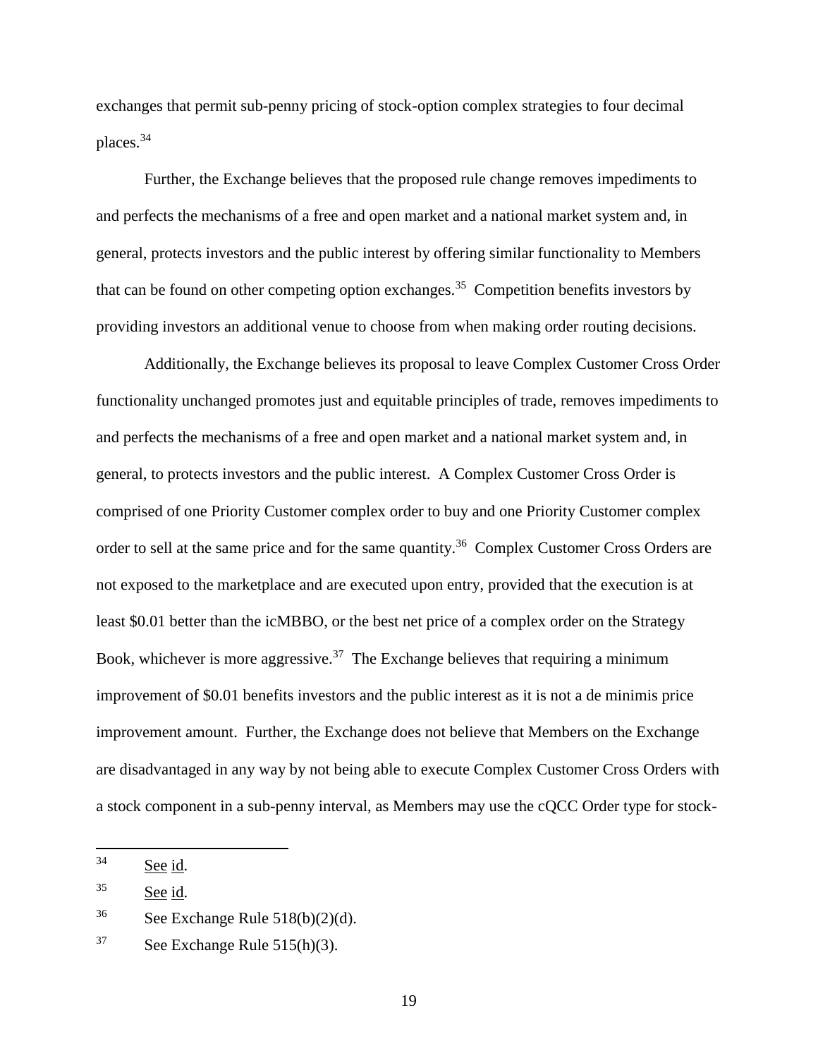exchanges that permit sub-penny pricing of stock-option complex strategies to four decimal places.[34]

Further, the Exchange believes that the proposed rule change removes impediments to and perfects the mechanisms of a free and open market and a national market system and, in general, protects investors and the public interest by offering similar functionality to Members that can be found on other competing option exchanges.[35] Competition benefits investors by providing investors an additional venue to choose from when making order routing decisions.

Additionally, the Exchange believes its proposal to leave Complex Customer Cross Order functionality unchanged promotes just and equitable principles of trade, removes impediments to and perfects the mechanisms of a free and open market and a national market system and, in general, to protects investors and the public interest. A Complex Customer Cross Order is comprised of one Priority Customer complex order to buy and one Priority Customer complex order to sell at the same price and for the same quantity.[36] Complex Customer Cross Orders are not exposed to the marketplace and are executed upon entry, provided that the execution is at least $0.01 better than the icMBBO, or the best net price of a complex order on the Strategy Book, whichever is more aggressive.[37] The Exchange believes that requiring a minimum improvement of $0.01 benefits investors and the public interest as it is not a de minimis price improvement amount. Further, the Exchange does not believe that Members on the Exchange are disadvantaged in any way by not being able to execute Complex Customer Cross Orders with a stock component in a sub-penny interval, as Members may use the cQCC Order type for stock-

---

[34] See id.

[35] See id.

[36] See Exchange Rule 518(b)(2)(d).

[37] See Exchange Rule 515(h)(3).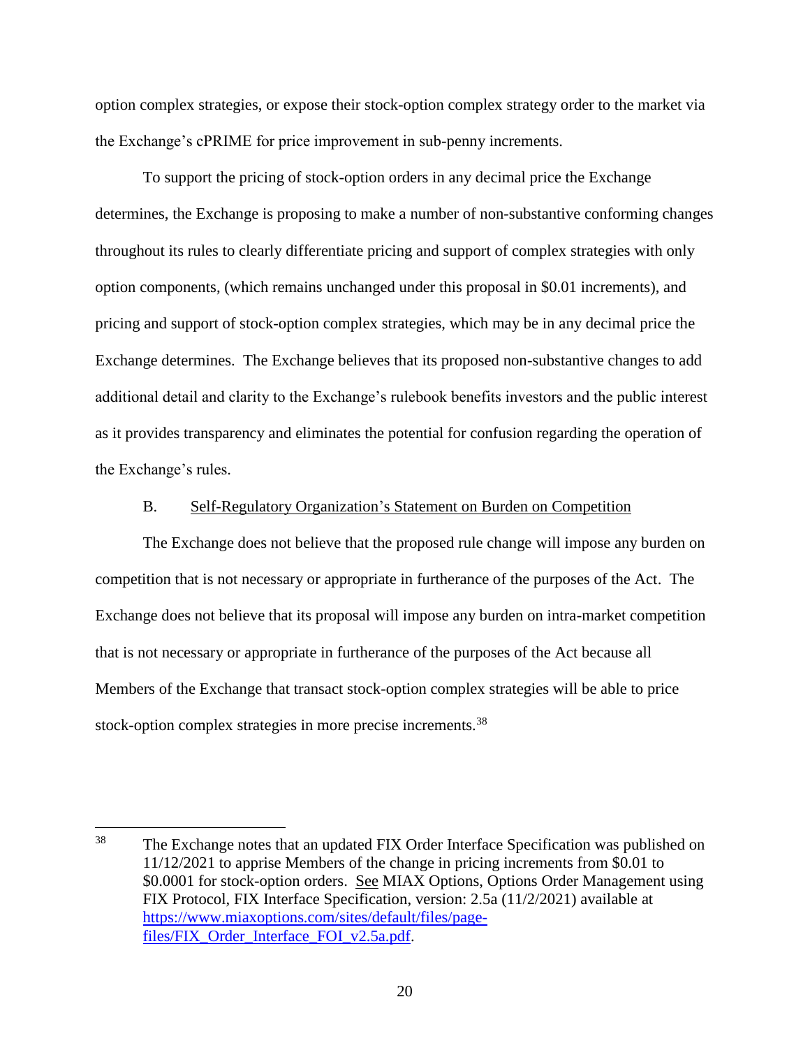option complex strategies, or expose their stock-option complex strategy order to the market via the Exchange's cPRIME for price improvement in sub-penny increments.

To support the pricing of stock-option orders in any decimal price the Exchange determines, the Exchange is proposing to make a number of non-substantive conforming changes throughout its rules to clearly differentiate pricing and support of complex strategies with only option components, (which remains unchanged under this proposal in $0.01 increments), and pricing and support of stock-option complex strategies, which may be in any decimal price the Exchange determines. The Exchange believes that its proposed non-substantive changes to add additional detail and clarity to the Exchange's rulebook benefits investors and the public interest as it provides transparency and eliminates the potential for confusion regarding the operation of the Exchange's rules.

B. Self-Regulatory Organization's Statement on Burden on Competition

The Exchange does not believe that the proposed rule change will impose any burden on competition that is not necessary or appropriate in furtherance of the purposes of the Act. The Exchange does not believe that its proposal will impose any burden on intra-market competition that is not necessary or appropriate in furtherance of the purposes of the Act because all Members of the Exchange that transact stock-option complex strategies will be able to price stock-option complex strategies in more precise increments.[38]

---

[38] The Exchange notes that an updated FIX Order Interface Specification was published on 11/12/2021 to apprise Members of the change in pricing increments from $0.01 to $0.0001 for stock-option orders. See MIAX Options, Options Order Management using FIX Protocol, FIX Interface Specification, version: 2.5a (11/2/2021) available at https://www.miaxoptions.com/sites/default/files/page-files/FIX_Order_Interface_FOI_v2.5a.pdf.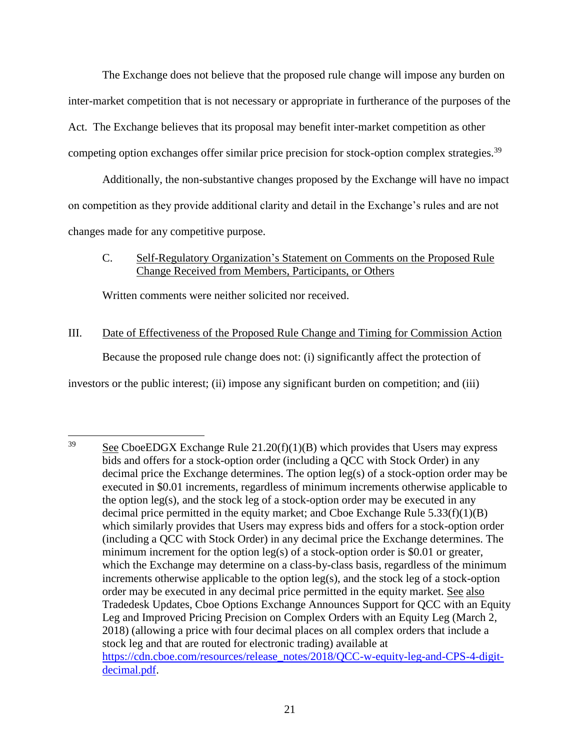The Exchange does not believe that the proposed rule change will impose any burden on inter-market competition that is not necessary or appropriate in furtherance of the purposes of the Act. The Exchange believes that its proposal may benefit inter-market competition as other competing option exchanges offer similar price precision for stock-option complex strategies.[39]

Additionally, the non-substantive changes proposed by the Exchange will have no impact on competition as they provide additional clarity and detail in the Exchange's rules and are not changes made for any competitive purpose.

C. Self-Regulatory Organization's Statement on Comments on the Proposed Rule Change Received from Members, Participants, or Others

Written comments were neither solicited nor received.

## III. Date of Effectiveness of the Proposed Rule Change and Timing for Commission Action

Because the proposed rule change does not: (i) significantly affect the protection of investors or the public interest; (ii) impose any significant burden on competition; and (iii)

---

[39] See CboeEDGX Exchange Rule 21.20(f)(1)(B) which provides that Users may express bids and offers for a stock-option order (including a QCC with Stock Order) in any decimal price the Exchange determines. The option leg(s) of a stock-option order may be executed in $0.01 increments, regardless of minimum increments otherwise applicable to the option leg(s), and the stock leg of a stock-option order may be executed in any decimal price permitted in the equity market; and Cboe Exchange Rule 5.33(f)(1)(B) which similarly provides that Users may express bids and offers for a stock-option order (including a QCC with Stock Order) in any decimal price the Exchange determines. The minimum increment for the option leg(s) of a stock-option order is $0.01 or greater, which the Exchange may determine on a class-by-class basis, regardless of the minimum increments otherwise applicable to the option leg(s), and the stock leg of a stock-option order may be executed in any decimal price permitted in the equity market. See also Tradedesk Updates, Cboe Options Exchange Announces Support for QCC with an Equity Leg and Improved Pricing Precision on Complex Orders with an Equity Leg (March 2, 2018) (allowing a price with four decimal places on all complex orders that include a stock leg and that are routed for electronic trading) available at https://cdn.cboe.com/resources/release_notes/2018/QCC-w-equity-leg-and-CPS-4-digit-decimal.pdf.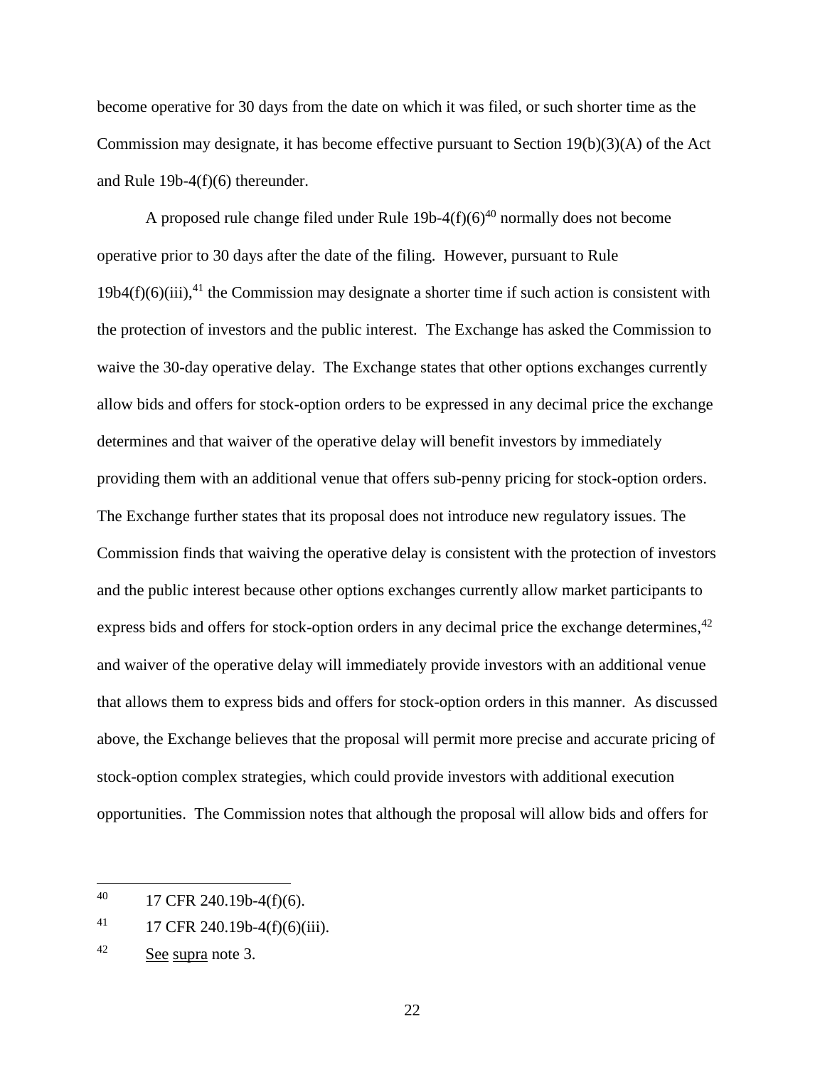become operative for 30 days from the date on which it was filed, or such shorter time as the Commission may designate, it has become effective pursuant to Section 19(b)(3)(A) of the Act and Rule 19b-4(f)(6) thereunder.

A proposed rule change filed under Rule 19b-4(f)(6)[40] normally does not become operative prior to 30 days after the date of the filing. However, pursuant to Rule 19b4(f)(6)(iii),[41] the Commission may designate a shorter time if such action is consistent with the protection of investors and the public interest. The Exchange has asked the Commission to waive the 30-day operative delay. The Exchange states that other options exchanges currently allow bids and offers for stock-option orders to be expressed in any decimal price the exchange determines and that waiver of the operative delay will benefit investors by immediately providing them with an additional venue that offers sub-penny pricing for stock-option orders. The Exchange further states that its proposal does not introduce new regulatory issues. The Commission finds that waiving the operative delay is consistent with the protection of investors and the public interest because other options exchanges currently allow market participants to express bids and offers for stock-option orders in any decimal price the exchange determines,[42] and waiver of the operative delay will immediately provide investors with an additional venue that allows them to express bids and offers for stock-option orders in this manner. As discussed above, the Exchange believes that the proposal will permit more precise and accurate pricing of stock-option complex strategies, which could provide investors with additional execution opportunities. The Commission notes that although the proposal will allow bids and offers for

---

[40] 17 CFR 240.19b-4(f)(6).

[41] 17 CFR 240.19b-4(f)(6)(iii).

[42] See supra note 3.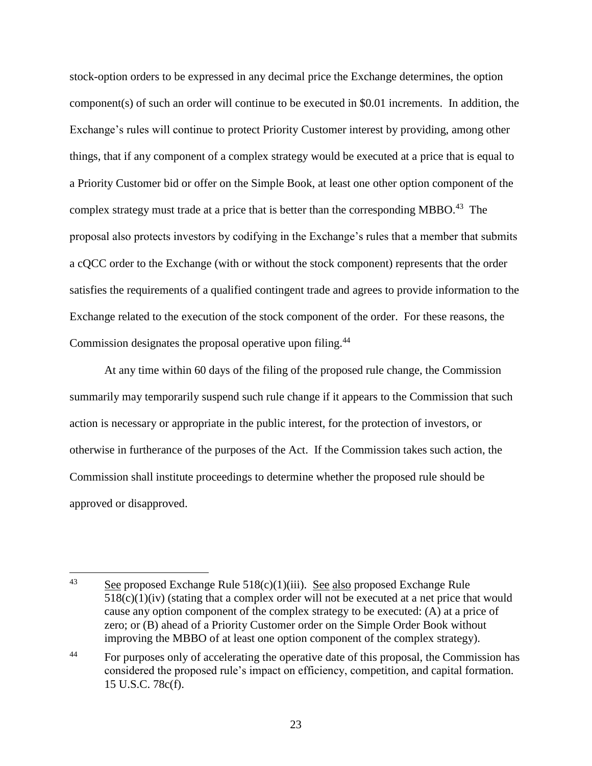stock-option orders to be expressed in any decimal price the Exchange determines, the option component(s) of such an order will continue to be executed in $0.01 increments. In addition, the Exchange's rules will continue to protect Priority Customer interest by providing, among other things, that if any component of a complex strategy would be executed at a price that is equal to a Priority Customer bid or offer on the Simple Book, at least one other option component of the complex strategy must trade at a price that is better than the corresponding MBBO.[43] The proposal also protects investors by codifying in the Exchange's rules that a member that submits a cQCC order to the Exchange (with or without the stock component) represents that the order satisfies the requirements of a qualified contingent trade and agrees to provide information to the Exchange related to the execution of the stock component of the order. For these reasons, the Commission designates the proposal operative upon filing.[44]

At any time within 60 days of the filing of the proposed rule change, the Commission summarily may temporarily suspend such rule change if it appears to the Commission that such action is necessary or appropriate in the public interest, for the protection of investors, or otherwise in furtherance of the purposes of the Act. If the Commission takes such action, the Commission shall institute proceedings to determine whether the proposed rule should be approved or disapproved.

---

[43] See proposed Exchange Rule 518(c)(1)(iii). See also proposed Exchange Rule 518(c)(1)(iv) (stating that a complex order will not be executed at a net price that would cause any option component of the complex strategy to be executed: (A) at a price of zero; or (B) ahead of a Priority Customer order on the Simple Order Book without improving the MBBO of at least one option component of the complex strategy).

[44] For purposes only of accelerating the operative date of this proposal, the Commission has considered the proposed rule's impact on efficiency, competition, and capital formation. 15 U.S.C. 78c(f).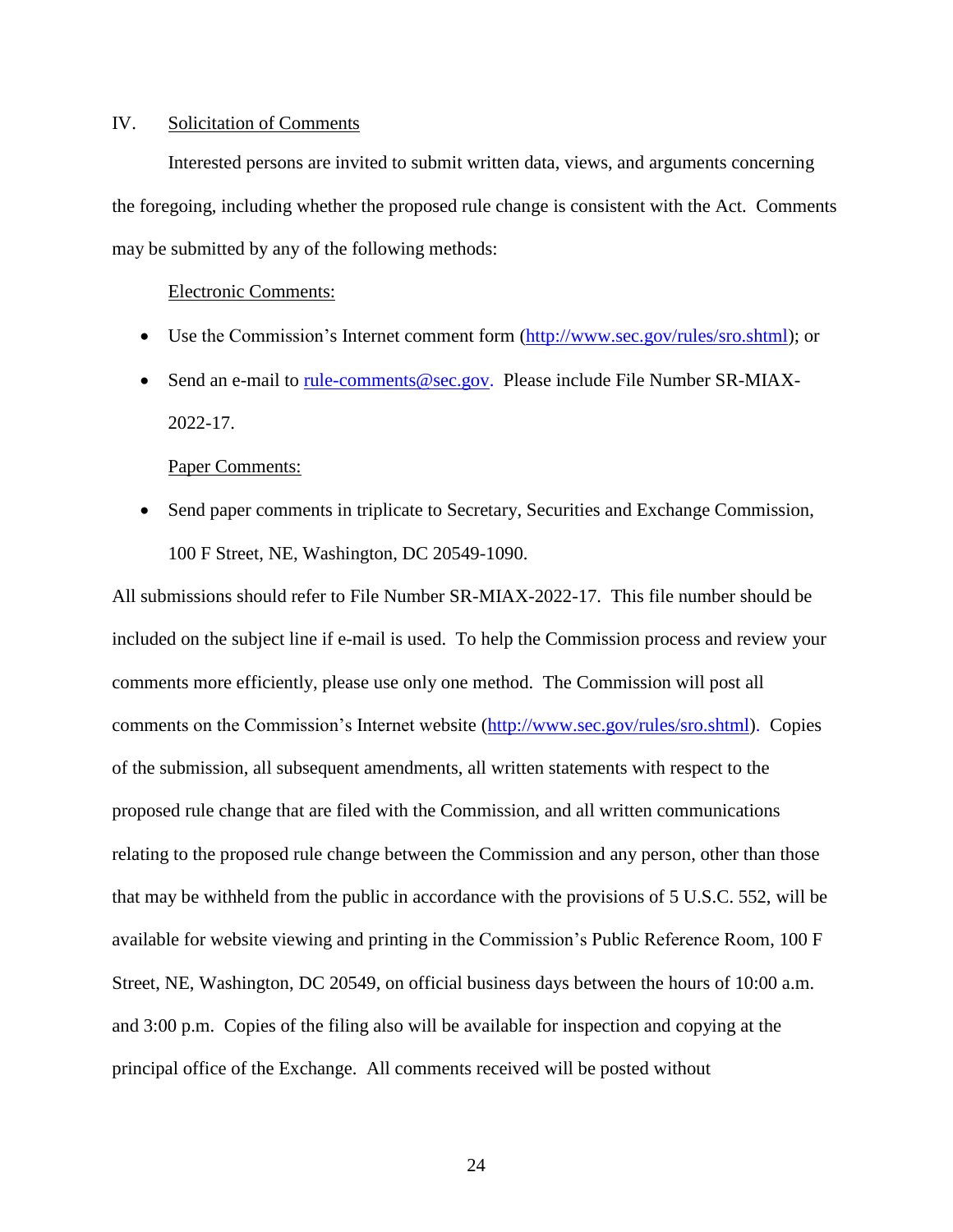## IV. Solicitation of Comments

Interested persons are invited to submit written data, views, and arguments concerning the foregoing, including whether the proposed rule change is consistent with the Act. Comments may be submitted by any of the following methods:

Electronic Comments:

- Use the Commission's Internet comment form (http://www.sec.gov/rules/sro.shtml); or
- Send an e-mail to rule-comments@sec.gov. Please include File Number SR-MIAX-2022-17.

Paper Comments:

- Send paper comments in triplicate to Secretary, Securities and Exchange Commission, 100 F Street, NE, Washington, DC 20549-1090.

All submissions should refer to File Number SR-MIAX-2022-17. This file number should be included on the subject line if e-mail is used. To help the Commission process and review your comments more efficiently, please use only one method. The Commission will post all comments on the Commission's Internet website (http://www.sec.gov/rules/sro.shtml). Copies of the submission, all subsequent amendments, all written statements with respect to the proposed rule change that are filed with the Commission, and all written communications relating to the proposed rule change between the Commission and any person, other than those that may be withheld from the public in accordance with the provisions of 5 U.S.C. 552, will be available for website viewing and printing in the Commission's Public Reference Room, 100 F Street, NE, Washington, DC 20549, on official business days between the hours of 10:00 a.m. and 3:00 p.m. Copies of the filing also will be available for inspection and copying at the principal office of the Exchange. All comments received will be posted without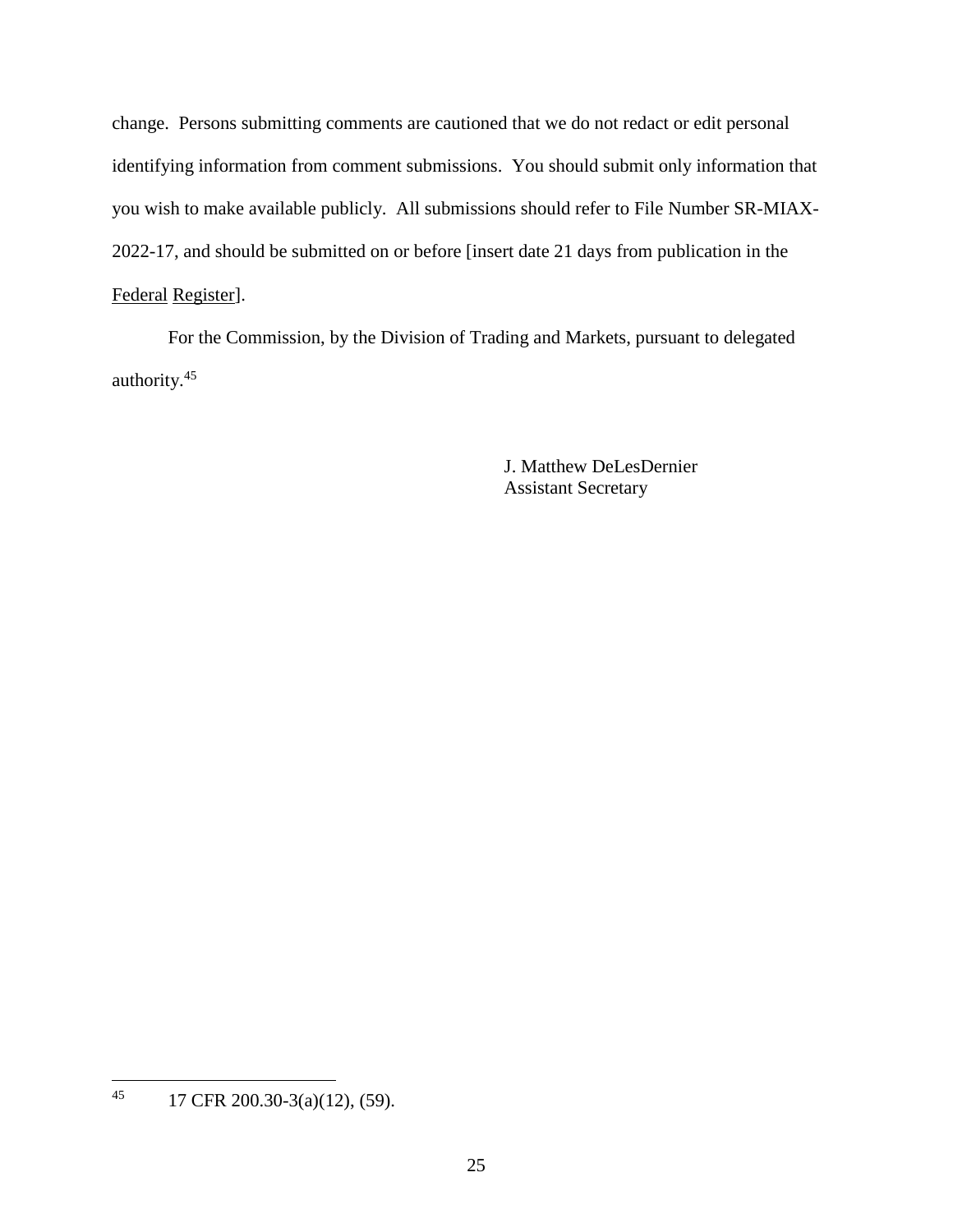change. Persons submitting comments are cautioned that we do not redact or edit personal identifying information from comment submissions. You should submit only information that you wish to make available publicly. All submissions should refer to File Number SR-MIAX-2022-17, and should be submitted on or before [insert date 21 days from publication in the Federal Register].

For the Commission, by the Division of Trading and Markets, pursuant to delegated authority.[45]

J. Matthew DeLesDernier
Assistant Secretary

---

[45] 17 CFR 200.30-3(a)(12), (59).